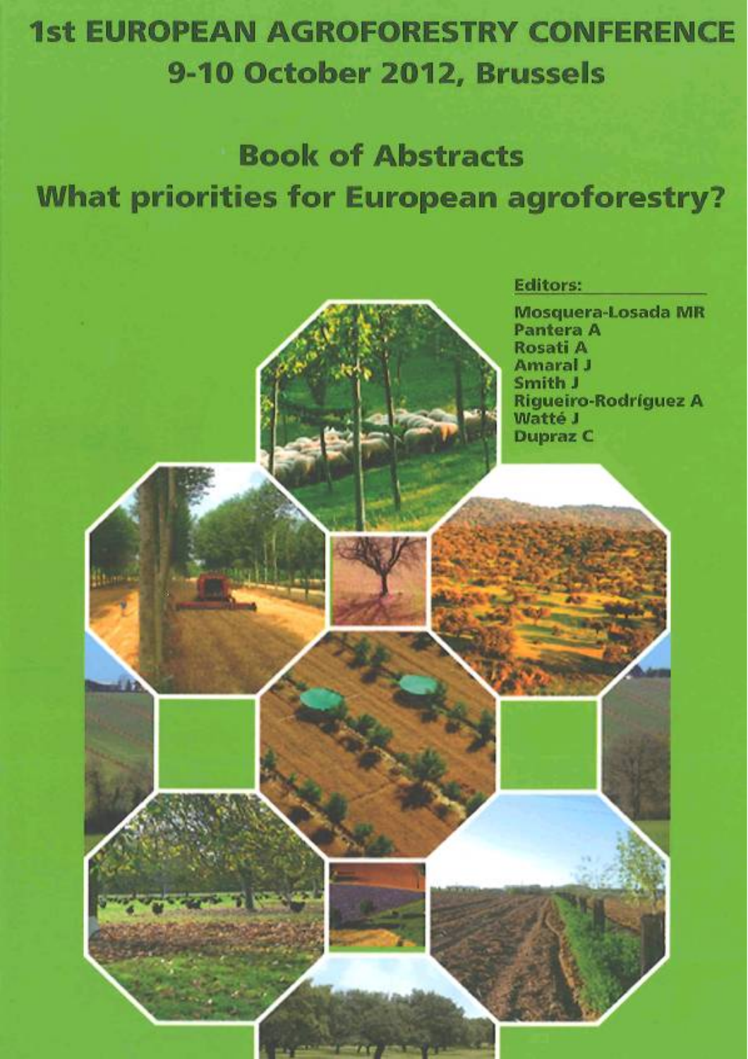# 1st EUROPEAN AGROFORESTRY CONFERENCE
## 9-10 October 2012, Brussels

## Book of Abstracts
## What priorities for European agroforestry?

**Editors:**

Mosquera-Losada MR
Pantera A
Rosati A
Amaral J
Smith J
Rigueiro-Rodríguez A
Watté J
Dupraz C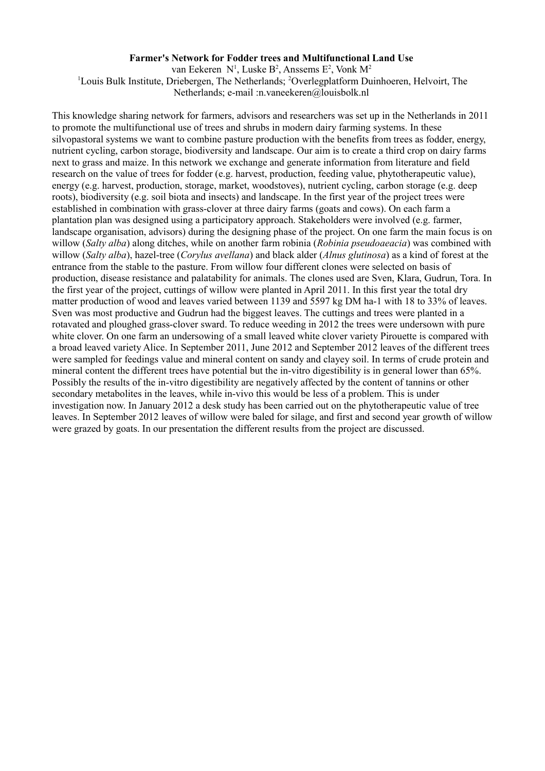**Farmer's Network for Fodder trees and Multifunctional Land Use**

van Eekeren N[1], Luske B[2], Anssems E[2], Vonk M[2]

[1]Louis Bulk Institute, Driebergen, The Netherlands; [2]Overlegplatform Duinhoeren, Helvoirt, The Netherlands; e-mail :n.vaneekeren@louisbolk.nl

This knowledge sharing network for farmers, advisors and researchers was set up in the Netherlands in 2011 to promote the multifunctional use of trees and shrubs in modern dairy farming systems. In these silvopastoral systems we want to combine pasture production with the benefits from trees as fodder, energy, nutrient cycling, carbon storage, biodiversity and landscape. Our aim is to create a third crop on dairy farms next to grass and maize. In this network we exchange and generate information from literature and field research on the value of trees for fodder (e.g. harvest, production, feeding value, phytotherapeutic value), energy (e.g. harvest, production, storage, market, woodstoves), nutrient cycling, carbon storage (e.g. deep roots), biodiversity (e.g. soil biota and insects) and landscape. In the first year of the project trees were established in combination with grass-clover at three dairy farms (goats and cows). On each farm a plantation plan was designed using a participatory approach. Stakeholders were involved (e.g. farmer, landscape organisation, advisors) during the designing phase of the project. On one farm the main focus is on willow (*Salty alba*) along ditches, while on another farm robinia (*Robinia pseudoaeacia*) was combined with willow (*Salty alba*), hazel-tree (*Corylus avellana*) and black alder (*Alnus glutinosa*) as a kind of forest at the entrance from the stable to the pasture. From willow four different clones were selected on basis of production, disease resistance and palatability for animals. The clones used are Sven, Klara, Gudrun, Tora. In the first year of the project, cuttings of willow were planted in April 2011. In this first year the total dry matter production of wood and leaves varied between 1139 and 5597 kg DM ha-1 with 18 to 33% of leaves. Sven was most productive and Gudrun had the biggest leaves. The cuttings and trees were planted in a rotavated and ploughed grass-clover sward. To reduce weeding in 2012 the trees were undersown with pure white clover. On one farm an undersowing of a small leaved white clover variety Pirouette is compared with a broad leaved variety Alice. In September 2011, June 2012 and September 2012 leaves of the different trees were sampled for feedings value and mineral content on sandy and clayey soil. In terms of crude protein and mineral content the different trees have potential but the in-vitro digestibility is in general lower than 65%. Possibly the results of the in-vitro digestibility are negatively affected by the content of tannins or other secondary metabolites in the leaves, while in-vivo this would be less of a problem. This is under investigation now. In January 2012 a desk study has been carried out on the phytotherapeutic value of tree leaves. In September 2012 leaves of willow were baled for silage, and first and second year growth of willow were grazed by goats. In our presentation the different results from the project are discussed.